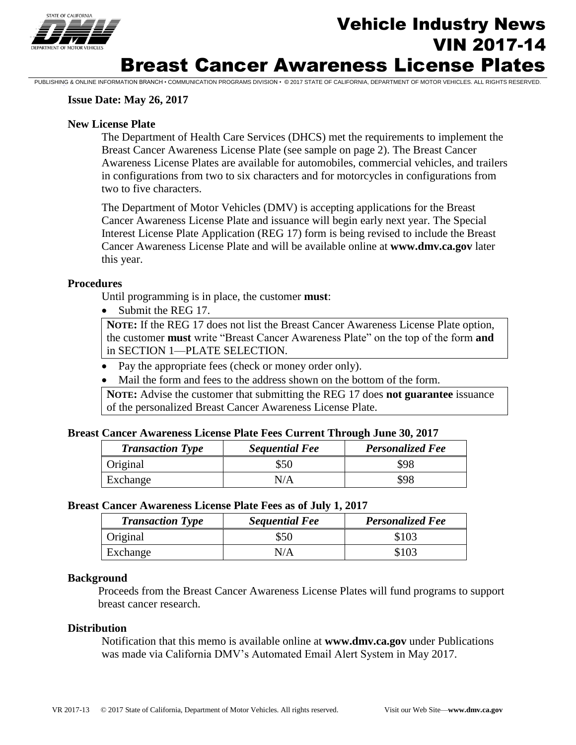# Vehicle Industry News VIN 2017-14

# Breast Cancer Awareness License Plates

PUBLISHING & ONLINE INFORMATION BRANCH • COMMUNICATION PROGRAMS DIVISION • © 2017 STATE OF CALIFORNIA, DEPARTMENT OF MOTOR VEHICLES. ALL RIGHTS RESERVED.

**Issue Date: May 26, 2017**

### New License Plate

The Department of Health Care Services (DHCS) met the requirements to implement the Breast Cancer Awareness License Plate (see sample on page 2). The Breast Cancer Awareness License Plates are available for automobiles, commercial vehicles, and trailers in configurations from two to six characters and for motorcycles in configurations from two to five characters.

The Department of Motor Vehicles (DMV) is accepting applications for the Breast Cancer Awareness License Plate and issuance will begin early next year. The Special Interest License Plate Application (REG 17) form is being revised to include the Breast Cancer Awareness License Plate and will be available online at **www.dmv.ca.gov** later this year.

### Procedures

Until programming is in place, the customer **must**:

- Submit the REG 17.

**NOTE:** If the REG 17 does not list the Breast Cancer Awareness License Plate option, the customer **must** write "Breast Cancer Awareness Plate" on the top of the form **and** in SECTION 1—PLATE SELECTION.

- Pay the appropriate fees (check or money order only).
- Mail the form and fees to the address shown on the bottom of the form.

**NOTE:** Advise the customer that submitting the REG 17 does **not guarantee** issuance of the personalized Breast Cancer Awareness License Plate.

### Breast Cancer Awareness License Plate Fees Current Through June 30, 2017

| *Transaction Type* | *Sequential Fee* | *Personalized Fee* |
|---|---|---|
| Original | $50 | $98 |
| Exchange | N/A | $98 |

### Breast Cancer Awareness License Plate Fees as of July 1, 2017

| *Transaction Type* | *Sequential Fee* | *Personalized Fee* |
|---|---|---|
| Original | $50 | $103 |
| Exchange | N/A | $103 |

### Background

Proceeds from the Breast Cancer Awareness License Plates will fund programs to support breast cancer research.

### Distribution

Notification that this memo is available online at **www.dmv.ca.gov** under Publications was made via California DMV's Automated Email Alert System in May 2017.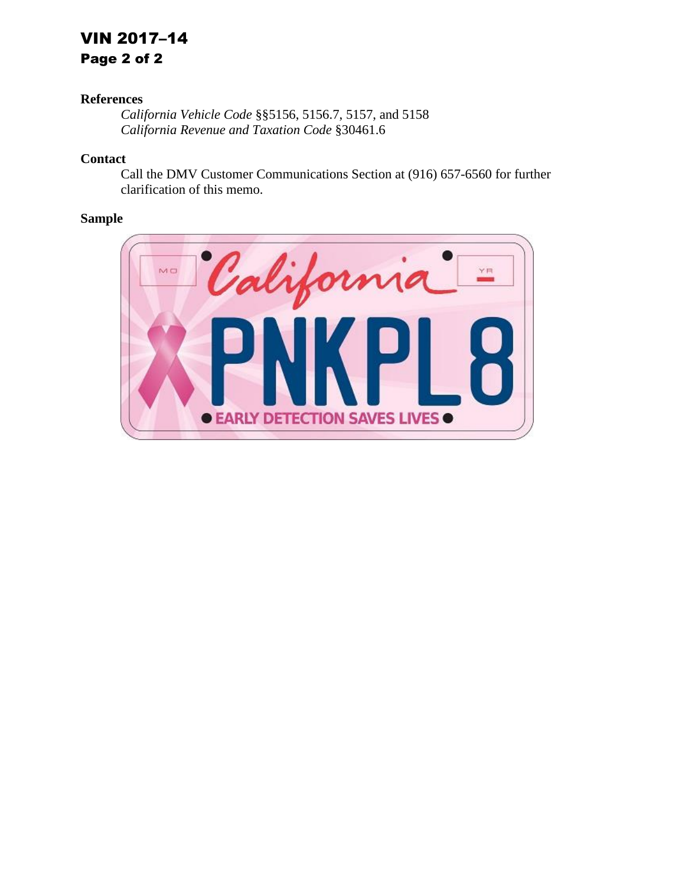### References

*California Vehicle Code* §§5156, 5156.7, 5157, and 5158
*California Revenue and Taxation Code* §30461.6

### Contact

Call the DMV Customer Communications Section at (916) 657-6560 for further clarification of this memo.

### Sample